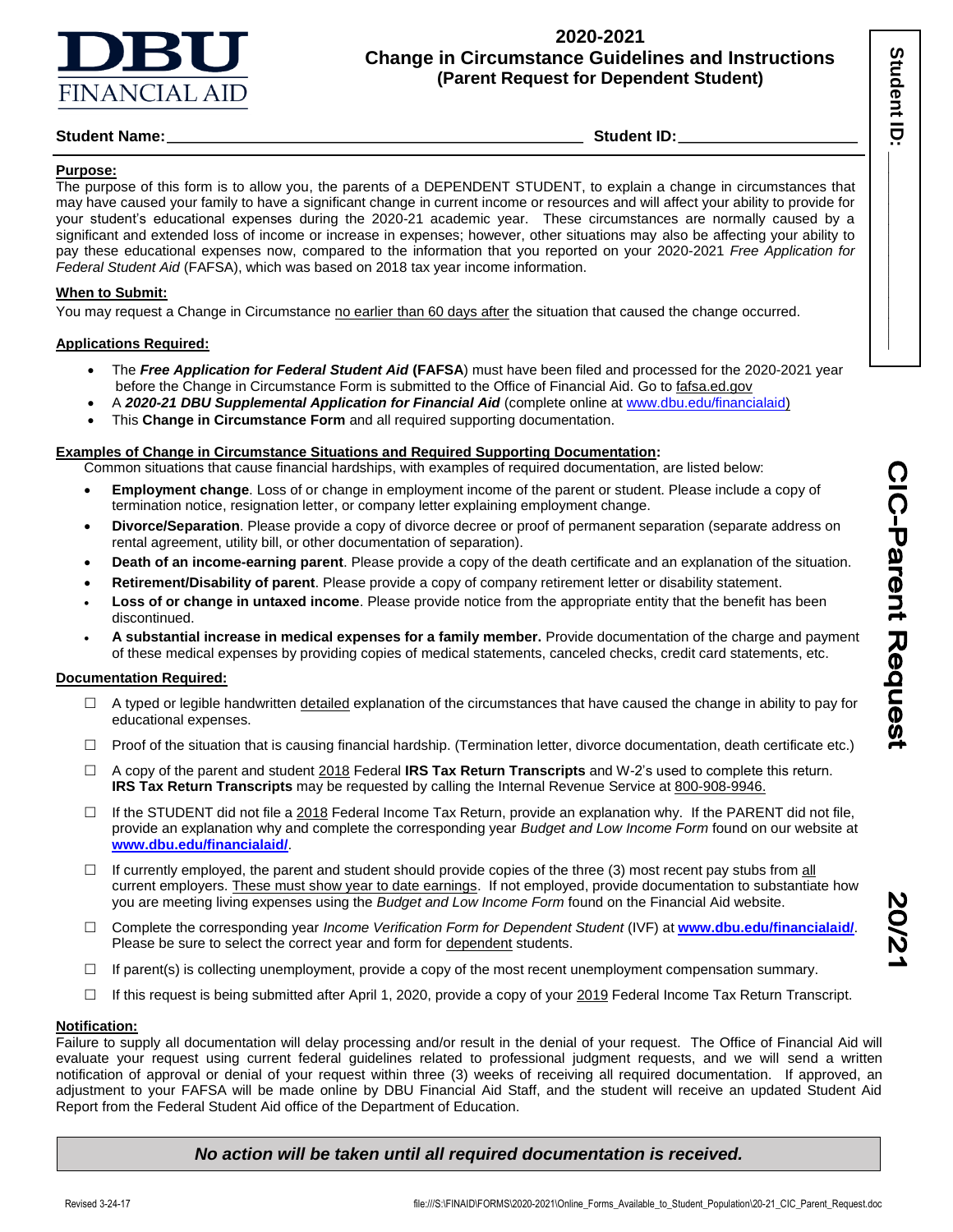DBU FINANCIAL AID

# 2020-2021 Change in Circumstance Guidelines and Instructions (Parent Request for Dependent Student)

**Student Name:**\_\_\_\_\_\_\_\_\_\_\_\_\_\_\_\_\_\_\_\_\_\_\_\_\_\_\_\_\_\_\_\_\_\_\_\_\_\_\_\_\_\_\_\_\_\_\_\_ **Student ID:**\_\_\_\_\_\_\_\_\_\_\_\_\_\_\_\_\_\_\_\_

**Student ID:** \_\_\_\_\_\_\_\_\_\_\_\_

**CIC-Parent Request 20/21**

**Purpose:**

The purpose of this form is to allow you, the parents of a DEPENDENT STUDENT, to explain a change in circumstances that may have caused your family to have a significant change in current income or resources and will affect your ability to provide for your student's educational expenses during the 2020-21 academic year. These circumstances are normally caused by a significant and extended loss of income or increase in expenses; however, other situations may also be affecting your ability to pay these educational expenses now, compared to the information that you reported on your 2020-2021 *Free Application for Federal Student Aid* (FAFSA), which was based on 2018 tax year income information.

**When to Submit:**

You may request a Change in Circumstance no earlier than 60 days after the situation that caused the change occurred.

**Applications Required:**

- The ***Free Application for Federal Student Aid*** **(FAFSA)** must have been filed and processed for the 2020-2021 year before the Change in Circumstance Form is submitted to the Office of Financial Aid. Go to fafsa.ed.gov
- A ***2020-21 DBU Supplemental Application for Financial Aid*** (complete online at www.dbu.edu/financialaid)
- This **Change in Circumstance Form** and all required supporting documentation.

**Examples of Change in Circumstance Situations and Required Supporting Documentation:**

Common situations that cause financial hardships, with examples of required documentation, are listed below:

- **Employment change**. Loss of or change in employment income of the parent or student. Please include a copy of termination notice, resignation letter, or company letter explaining employment change.
- **Divorce/Separation**. Please provide a copy of divorce decree or proof of permanent separation (separate address on rental agreement, utility bill, or other documentation of separation).
- **Death of an income-earning parent**. Please provide a copy of the death certificate and an explanation of the situation.
- **Retirement/Disability of parent**. Please provide a copy of company retirement letter or disability statement.
- **Loss of or change in untaxed income**. Please provide notice from the appropriate entity that the benefit has been discontinued.
- **A substantial increase in medical expenses for a family member.** Provide documentation of the charge and payment of these medical expenses by providing copies of medical statements, canceled checks, credit card statements, etc.

**Documentation Required:**

- ☐ A typed or legible handwritten detailed explanation of the circumstances that have caused the change in ability to pay for educational expenses.
- ☐ Proof of the situation that is causing financial hardship. (Termination letter, divorce documentation, death certificate etc.)
- ☐ A copy of the parent and student 2018 Federal **IRS Tax Return Transcripts** and W-2's used to complete this return. **IRS Tax Return Transcripts** may be requested by calling the Internal Revenue Service at 800-908-9946.
- ☐ If the STUDENT did not file a 2018 Federal Income Tax Return, provide an explanation why. If the PARENT did not file, provide an explanation why and complete the corresponding year *Budget and Low Income Form* found on our website at **www.dbu.edu/financialaid/**.
- ☐ If currently employed, the parent and student should provide copies of the three (3) most recent pay stubs from all current employers. These must show year to date earnings. If not employed, provide documentation to substantiate how you are meeting living expenses using the *Budget and Low Income Form* found on the Financial Aid website.
- ☐ Complete the corresponding year *Income Verification Form for Dependent Student* (IVF) at **www.dbu.edu/financialaid/**. Please be sure to select the correct year and form for dependent students.
- ☐ If parent(s) is collecting unemployment, provide a copy of the most recent unemployment compensation summary.
- ☐ If this request is being submitted after April 1, 2020, provide a copy of your 2019 Federal Income Tax Return Transcript.

**Notification:**

Failure to supply all documentation will delay processing and/or result in the denial of your request. The Office of Financial Aid will evaluate your request using current federal guidelines related to professional judgment requests, and we will send a written notification of approval or denial of your request within three (3) weeks of receiving all required documentation. If approved, an adjustment to your FAFSA will be made online by DBU Financial Aid Staff, and the student will receive an updated Student Aid Report from the Federal Student Aid office of the Department of Education.

***No action will be taken until all required documentation is received.***

Revised 3-24-17 file:///S:\FINAID\FORMS\2020-2021\Online_Forms_Available_to_Student_Population\20-21_CIC_Parent_Request.doc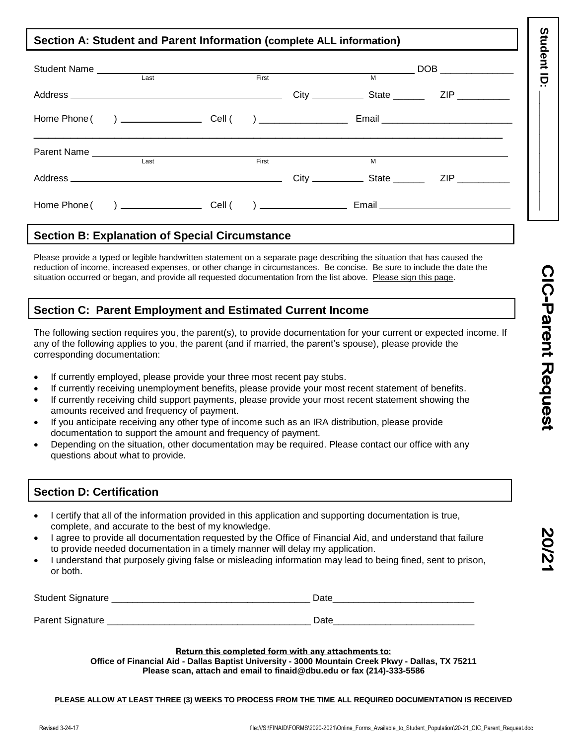## Section A: Student and Parent Information (complete ALL information)

Student Name ______________________________________________ DOB ______________
Last First M

Address ___________________________________________ City __________ State ______ ZIP __________

Home Phone ( ) ________________ Cell ( ) ________________ Email ________________________

Parent Name ______________________________________________
Last First M

Address ___________________________________________ City __________ State ______ ZIP __________

Home Phone ( ) ________________ Cell ( ) ________________ Email ________________________

**Student ID: ____________**

## Section B: Explanation of Special Circumstance

Please provide a typed or legible handwritten statement on a separate page describing the situation that has caused the reduction of income, increased expenses, or other change in circumstances. Be concise. Be sure to include the date the situation occurred or began, and provide all requested documentation from the list above. Please sign this page.

## Section C: Parent Employment and Estimated Current Income

The following section requires you, the parent(s), to provide documentation for your current or expected income. If any of the following applies to you, the parent (and if married, the parent's spouse), please provide the corresponding documentation:

- If currently employed, please provide your three most recent pay stubs.
- If currently receiving unemployment benefits, please provide your most recent statement of benefits.
- If currently receiving child support payments, please provide your most recent statement showing the amounts received and frequency of payment.
- If you anticipate receiving any other type of income such as an IRA distribution, please provide documentation to support the amount and frequency of payment.
- Depending on the situation, other documentation may be required. Please contact our office with any questions about what to provide.

## Section D: Certification

- I certify that all of the information provided in this application and supporting documentation is true, complete, and accurate to the best of my knowledge.
- I agree to provide all documentation requested by the Office of Financial Aid, and understand that failure to provide needed documentation in a timely manner will delay my application.
- I understand that purposely giving false or misleading information may lead to being fined, sent to prison, or both.

Student Signature ______________________________________ Date___________________________

Parent Signature _______________________________________ Date___________________________

**Return this completed form with any attachments to:**
**Office of Financial Aid - Dallas Baptist University - 3000 Mountain Creek Pkwy - Dallas, TX 75211**
**Please scan, attach and email to finaid@dbu.edu or fax (214)-333-5586**

**PLEASE ALLOW AT LEAST THREE (3) WEEKS TO PROCESS FROM THE TIME ALL REQUIRED DOCUMENTATION IS RECEIVED**

**CIC-Parent Request 20/21**

Revised 3-24-17

file:///S:\FINAID\FORMS\2020-2021\Online_Forms_Available_to_Student_Population\20-21_CIC_Parent_Request.doc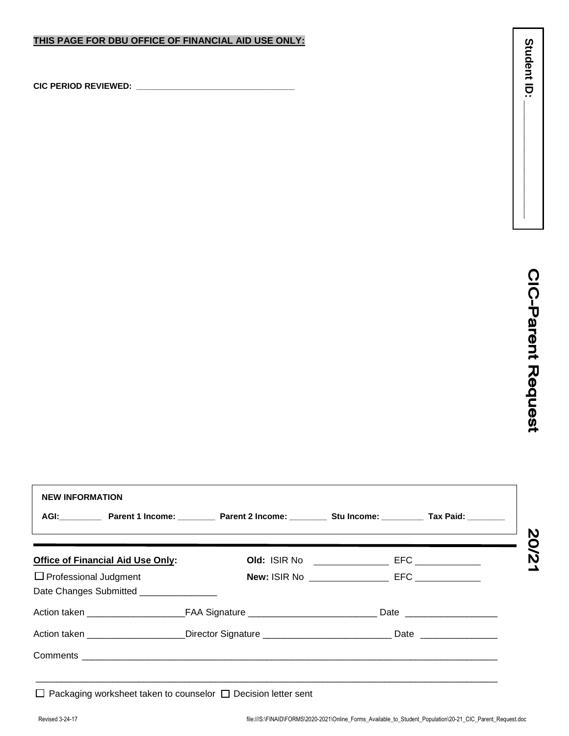**THIS PAGE FOR DBU OFFICE OF FINANCIAL AID USE ONLY:**

**CIC PERIOD REVIEWED: ________________________________**

**Student ID: ______________**

**CIC-Parent Request**

**20/21**

**NEW INFORMATION**

**AGI:_________ Parent 1 Income: ________ Parent 2 Income: ________ Stu Income: _________ Tax Paid: ________**

**Office of Financial Aid Use Only:** **Old:** ISIR No _______________ EFC _____________

☐ Professional Judgment **New:** ISIR No _______________ EFC _____________

Date Changes Submitted _______________

Action taken ___________________FAA Signature _________________________ Date _________________

Action taken ___________________Director Signature _________________________ Date _______________

Comments _____________________________________________________________________________________

_____________________________________________________________________________________________

☐ Packaging worksheet taken to counselor ☐ Decision letter sent

Revised 3-24-17

file:///S:\FINAID\FORMS\2020-2021\Online_Forms_Available_to_Student_Population\20-21_CIC_Parent_Request.doc